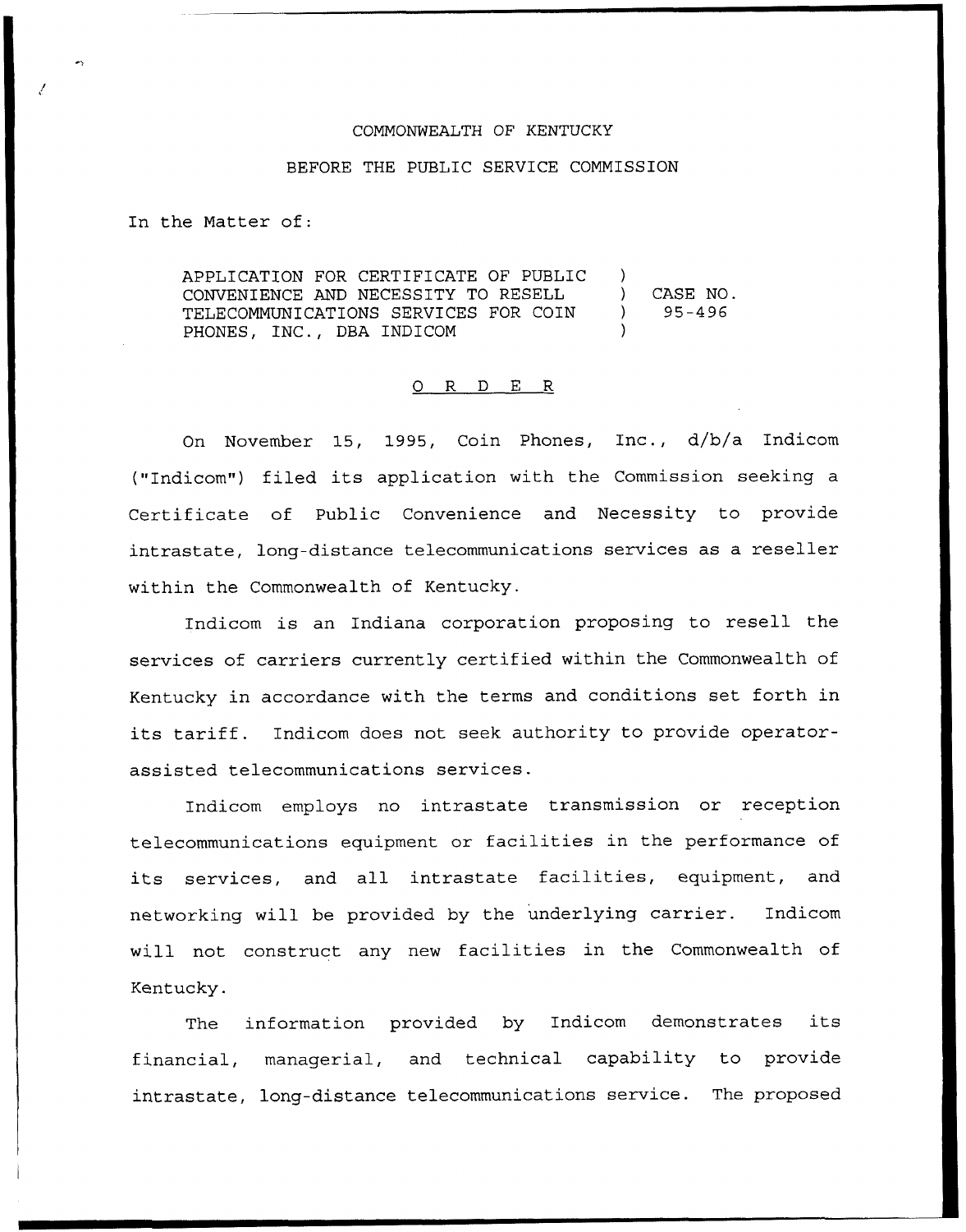COMMONWEALTH OF KENTUCKY

BEFORE THE PUBLIC SERVICE COMMISSION

In the Matter of:

| | | |
|---|---|---|
| APPLICATION FOR CERTIFICATE OF PUBLIC CONVENIENCE AND NECESSITY TO RESELL TELECOMMUNICATIONS SERVICES FOR COIN PHONES, INC., DBA INDICOM | ) ) ) ) | CASE NO. 95-496 |

## O R D E R

On November 15, 1995, Coin Phones, Inc., d/b/a Indicom ("Indicom") filed its application with the Commission seeking a Certificate of Public Convenience and Necessity to provide intrastate, long-distance telecommunications services as a reseller within the Commonwealth of Kentucky.

Indicom is an Indiana corporation proposing to resell the services of carriers currently certified within the Commonwealth of Kentucky in accordance with the terms and conditions set forth in its tariff. Indicom does not seek authority to provide operator-assisted telecommunications services.

Indicom employs no intrastate transmission or reception telecommunications equipment or facilities in the performance of its services, and all intrastate facilities, equipment, and networking will be provided by the underlying carrier. Indicom will not construct any new facilities in the Commonwealth of Kentucky.

The information provided by Indicom demonstrates its financial, managerial, and technical capability to provide intrastate, long-distance telecommunications service. The proposed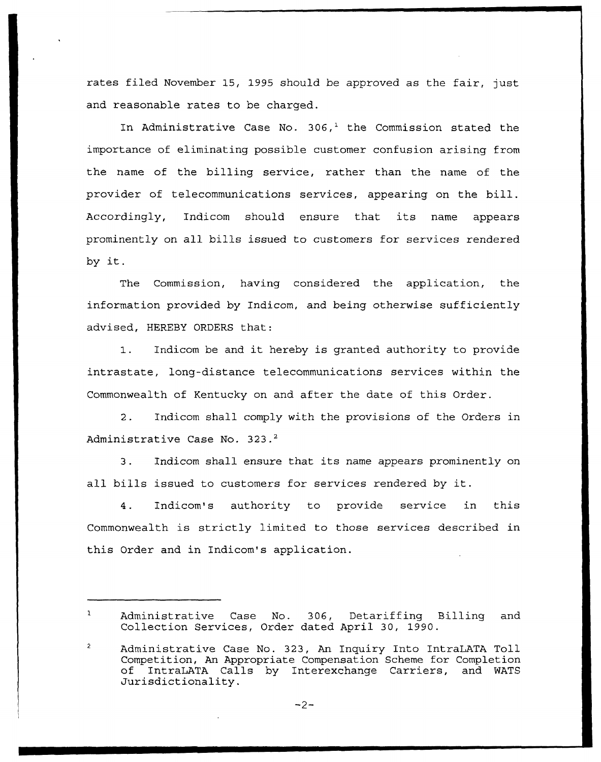rates filed November 15, 1995 should be approved as the fair, just and reasonable rates to be charged.

In Administrative Case No. 306,[1] the Commission stated the importance of eliminating possible customer confusion arising from the name of the billing service, rather than the name of the provider of telecommunications services, appearing on the bill. Accordingly, Indicom should ensure that its name appears prominently on all bills issued to customers for services rendered by it.

The Commission, having considered the application, the information provided by Indicom, and being otherwise sufficiently advised, HEREBY ORDERS that:

1. Indicom be and it hereby is granted authority to provide intrastate, long-distance telecommunications services within the Commonwealth of Kentucky on and after the date of this Order.

2. Indicom shall comply with the provisions of the Orders in Administrative Case No. 323.[2]

3. Indicom shall ensure that its name appears prominently on all bills issued to customers for services rendered by it.

4. Indicom's authority to provide service in this Commonwealth is strictly limited to those services described in this Order and in Indicom's application.

---

[1] Administrative Case No. 306, Detariffing Billing and Collection Services, Order dated April 30, 1990.

[2] Administrative Case No. 323, An Inquiry Into IntraLATA Toll Competition, An Appropriate Compensation Scheme for Completion of IntraLATA Calls by Interexchange Carriers, and WATS Jurisdictionality.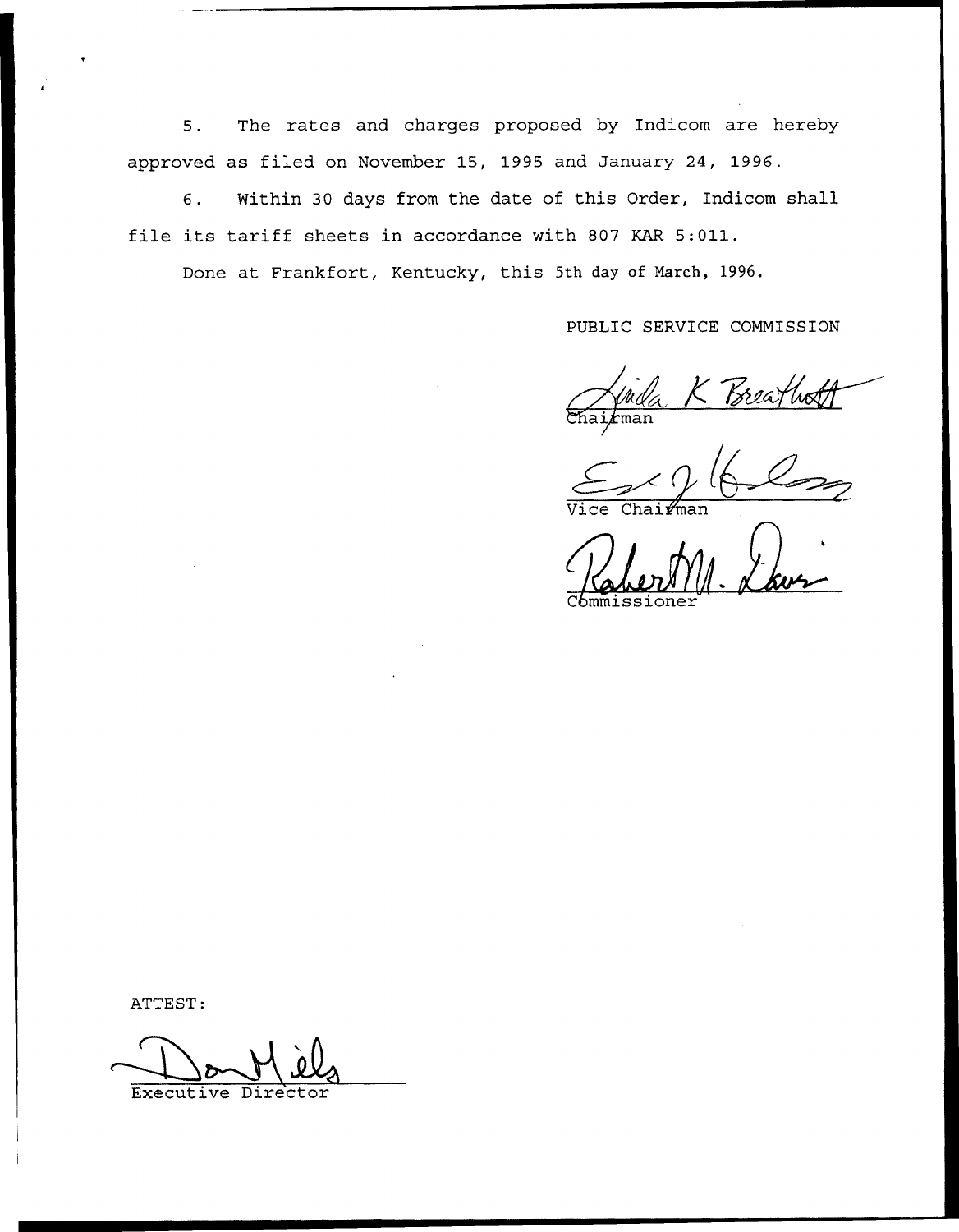5. The rates and charges proposed by Indicom are hereby approved as filed on November 15, 1995 and January 24, 1996.

6. Within 30 days from the date of this Order, Indicom shall file its tariff sheets in accordance with 807 KAR 5:011.

Done at Frankfort, Kentucky, this 5th day of March, 1996.

PUBLIC SERVICE COMMISSION

Chairman

Vice Chairman

Commissioner

ATTEST:

Executive Director